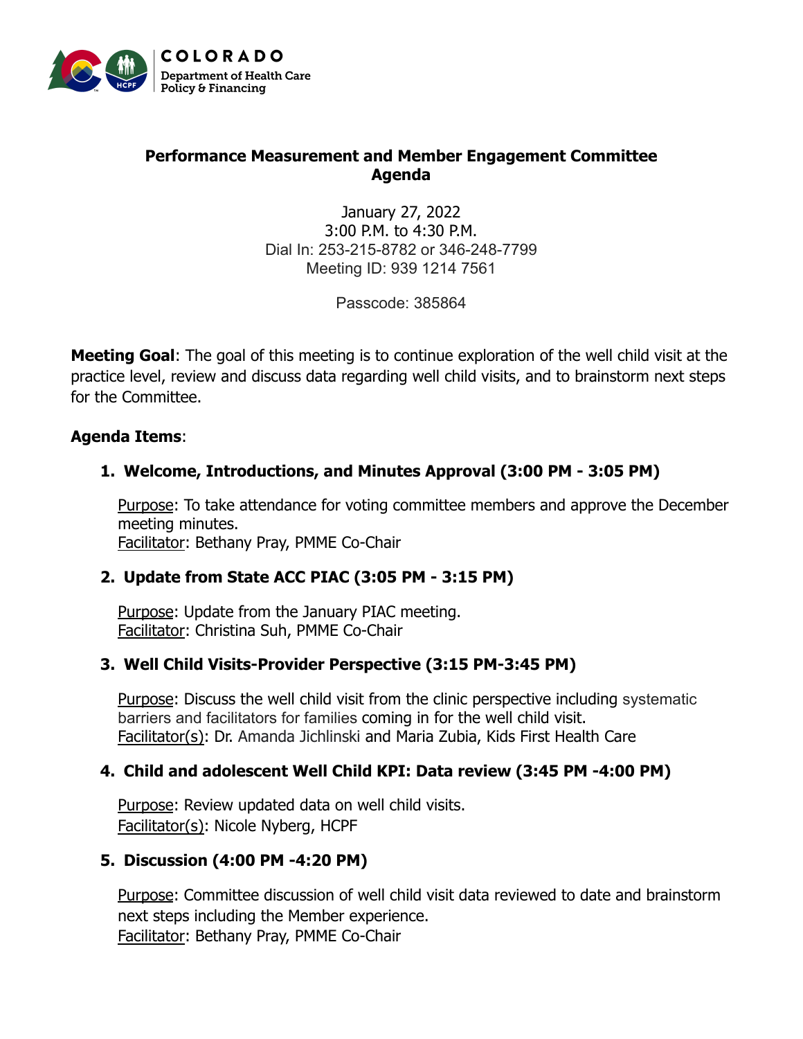COLORADO
Department of Health Care Policy & Financing

**Performance Measurement and Member Engagement Committee Agenda**

January 27, 2022
3:00 P.M. to 4:30 P.M.
Dial In: 253-215-8782 or 346-248-7799
Meeting ID: 939 1214 7561

Passcode: 385864

**Meeting Goal**: The goal of this meeting is to continue exploration of the well child visit at the practice level, review and discuss data regarding well child visits, and to brainstorm next steps for the Committee.

**Agenda Items**:

1. **Welcome, Introductions, and Minutes Approval (3:00 PM - 3:05 PM)**

   Purpose: To take attendance for voting committee members and approve the December meeting minutes.
   Facilitator: Bethany Pray, PMME Co-Chair

2. **Update from State ACC PIAC (3:05 PM - 3:15 PM)**

   Purpose: Update from the January PIAC meeting.
   Facilitator: Christina Suh, PMME Co-Chair

3. **Well Child Visits-Provider Perspective (3:15 PM-3:45 PM)**

   Purpose: Discuss the well child visit from the clinic perspective including systematic barriers and facilitators for families coming in for the well child visit.
   Facilitator(s): Dr. Amanda Jichlinski and Maria Zubia, Kids First Health Care

4. **Child and adolescent Well Child KPI: Data review (3:45 PM -4:00 PM)**

   Purpose: Review updated data on well child visits.
   Facilitator(s): Nicole Nyberg, HCPF

5. **Discussion (4:00 PM -4:20 PM)**

   Purpose: Committee discussion of well child visit data reviewed to date and brainstorm next steps including the Member experience.
   Facilitator: Bethany Pray, PMME Co-Chair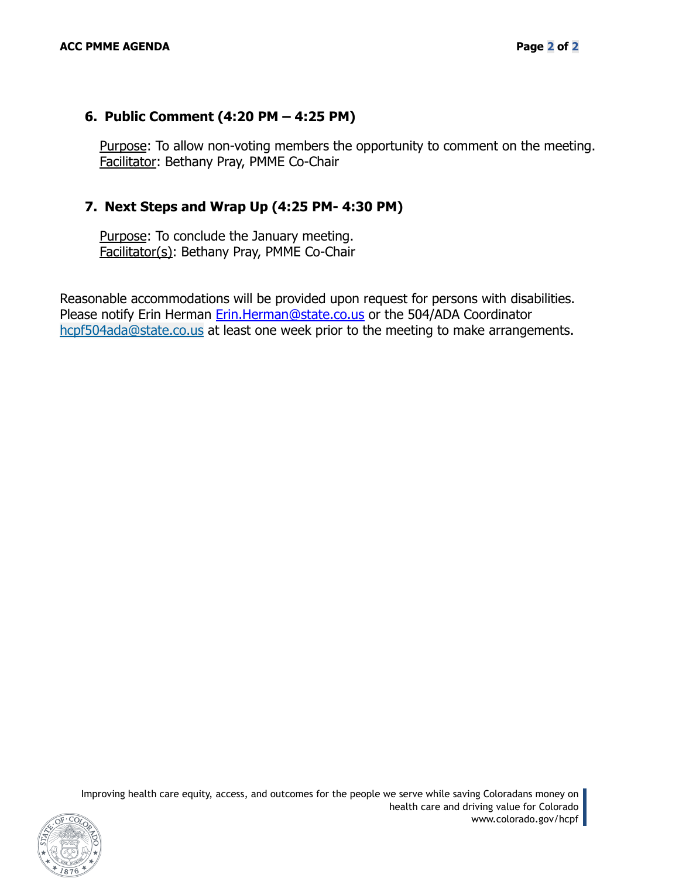## 6. Public Comment (4:20 PM – 4:25 PM)

Purpose: To allow non-voting members the opportunity to comment on the meeting.
Facilitator: Bethany Pray, PMME Co-Chair

## 7. Next Steps and Wrap Up (4:25 PM- 4:30 PM)

Purpose: To conclude the January meeting.
Facilitator(s): Bethany Pray, PMME Co-Chair

Reasonable accommodations will be provided upon request for persons with disabilities. Please notify Erin Herman Erin.Herman@state.co.us or the 504/ADA Coordinator hcpf504ada@state.co.us at least one week prior to the meeting to make arrangements.